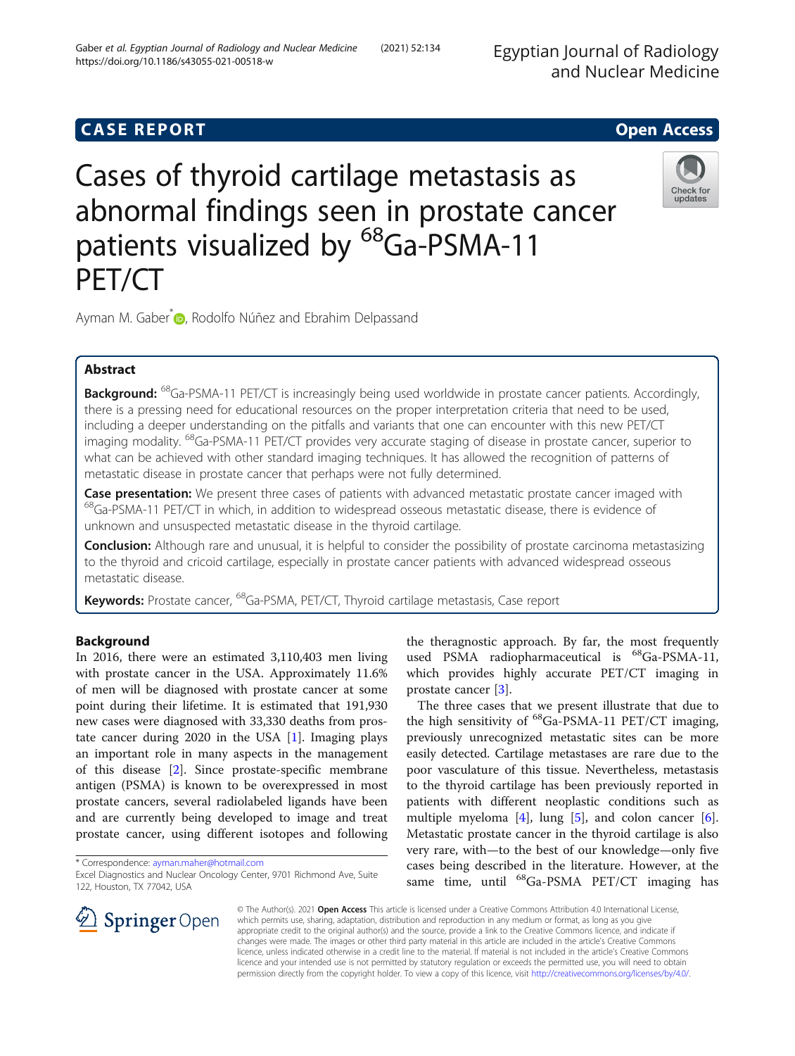# Cases of thyroid cartilage metastasis as abnormal findings seen in prostate cancer patients visualized by $^{68}$Ga-PSMA-11 PET/CT

**CASE REPORT** **Open Access**

Ayman M. Gaber*, Rodolfo Núñez and Ebrahim Delpassand

## Abstract

**Background:** $^{68}$Ga-PSMA-11 PET/CT is increasingly being used worldwide in prostate cancer patients. Accordingly, there is a pressing need for educational resources on the proper interpretation criteria that need to be used, including a deeper understanding on the pitfalls and variants that one can encounter with this new PET/CT imaging modality. $^{68}$Ga-PSMA-11 PET/CT provides very accurate staging of disease in prostate cancer, superior to what can be achieved with other standard imaging techniques. It has allowed the recognition of patterns of metastatic disease in prostate cancer that perhaps were not fully determined.

**Case presentation:** We present three cases of patients with advanced metastatic prostate cancer imaged with $^{68}$Ga-PSMA-11 PET/CT in which, in addition to widespread osseous metastatic disease, there is evidence of unknown and unsuspected metastatic disease in the thyroid cartilage.

**Conclusion:** Although rare and unusual, it is helpful to consider the possibility of prostate carcinoma metastasizing to the thyroid and cricoid cartilage, especially in prostate cancer patients with advanced widespread osseous metastatic disease.

**Keywords:** Prostate cancer, $^{68}$Ga-PSMA, PET/CT, Thyroid cartilage metastasis, Case report

## Background

In 2016, there were an estimated 3,110,403 men living with prostate cancer in the USA. Approximately 11.6% of men will be diagnosed with prostate cancer at some point during their lifetime. It is estimated that 191,930 new cases were diagnosed with 33,330 deaths from prostate cancer during 2020 in the USA [1]. Imaging plays an important role in many aspects in the management of this disease [2]. Since prostate-specific membrane antigen (PSMA) is known to be overexpressed in most prostate cancers, several radiolabeled ligands have been and are currently being developed to image and treat prostate cancer, using different isotopes and following the theragnostic approach. By far, the most frequently used PSMA radiopharmaceutical is $^{68}$Ga-PSMA-11, which provides highly accurate PET/CT imaging in prostate cancer [3].

The three cases that we present illustrate that due to the high sensitivity of $^{68}$Ga-PSMA-11 PET/CT imaging, previously unrecognized metastatic sites can be more easily detected. Cartilage metastases are rare due to the poor vasculature of this tissue. Nevertheless, metastasis to the thyroid cartilage has been previously reported in patients with different neoplastic conditions such as multiple myeloma [4], lung [5], and colon cancer [6]. Metastatic prostate cancer in the thyroid cartilage is also very rare, with—to the best of our knowledge—only five cases being described in the literature. However, at the same time, until $^{68}$Ga-PSMA PET/CT imaging has

* Correspondence: ayman.maher@hotmail.com
Excel Diagnostics and Nuclear Oncology Center, 9701 Richmond Ave, Suite 122, Houston, TX 77042, USA

© The Author(s). 2021 **Open Access** This article is licensed under a Creative Commons Attribution 4.0 International License, which permits use, sharing, adaptation, distribution and reproduction in any medium or format, as long as you give appropriate credit to the original author(s) and the source, provide a link to the Creative Commons licence, and indicate if changes were made. The images or other third party material in this article are included in the article's Creative Commons licence, unless indicated otherwise in a credit line to the material. If material is not included in the article's Creative Commons licence and your intended use is not permitted by statutory regulation or exceeds the permitted use, you will need to obtain permission directly from the copyright holder. To view a copy of this licence, visit http://creativecommons.org/licenses/by/4.0/.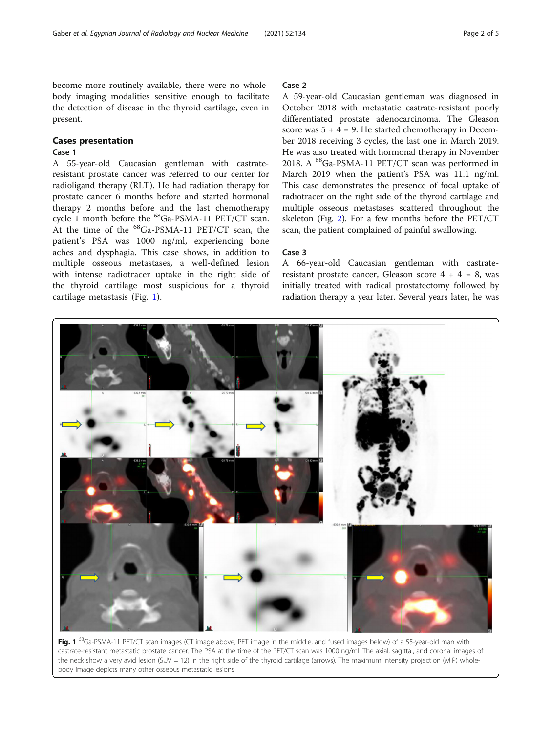become more routinely available, there were no whole-body imaging modalities sensitive enough to facilitate the detection of disease in the thyroid cartilage, even in present.

## Cases presentation

### Case 1

A 55-year-old Caucasian gentleman with castrate-resistant prostate cancer was referred to our center for radioligand therapy (RLT). He had radiation therapy for prostate cancer 6 months before and started hormonal therapy 2 months before and the last chemotherapy cycle 1 month before the $^{68}$Ga-PSMA-11 PET/CT scan. At the time of the $^{68}$Ga-PSMA-11 PET/CT scan, the patient's PSA was 1000 ng/ml, experiencing bone aches and dysphagia. This case shows, in addition to multiple osseous metastases, a well-defined lesion with intense radiotracer uptake in the right side of the thyroid cartilage most suspicious for a thyroid cartilage metastasis (Fig. 1).

### Case 2

A 59-year-old Caucasian gentleman was diagnosed in October 2018 with metastatic castrate-resistant poorly differentiated prostate adenocarcinoma. The Gleason score was 5 + 4 = 9. He started chemotherapy in December 2018 receiving 3 cycles, the last one in March 2019. He was also treated with hormonal therapy in November 2018. A $^{68}$Ga-PSMA-11 PET/CT scan was performed in March 2019 when the patient's PSA was 11.1 ng/ml. This case demonstrates the presence of focal uptake of radiotracer on the right side of the thyroid cartilage and multiple osseous metastases scattered throughout the skeleton (Fig. 2). For a few months before the PET/CT scan, the patient complained of painful swallowing.

### Case 3

A 66-year-old Caucasian gentleman with castrate-resistant prostate cancer, Gleason score 4 + 4 = 8, was initially treated with radical prostatectomy followed by radiation therapy a year later. Several years later, he was

**Fig. 1** $^{68}$Ga-PSMA-11 PET/CT scan images (CT image above, PET image in the middle, and fused images below) of a 55-year-old man with castrate-resistant metastatic prostate cancer. The PSA at the time of the PET/CT scan was 1000 ng/ml. The axial, sagittal, and coronal images of the neck show a very avid lesion (SUV = 12) in the right side of the thyroid cartilage (arrows). The maximum intensity projection (MIP) whole-body image depicts many other osseous metastatic lesions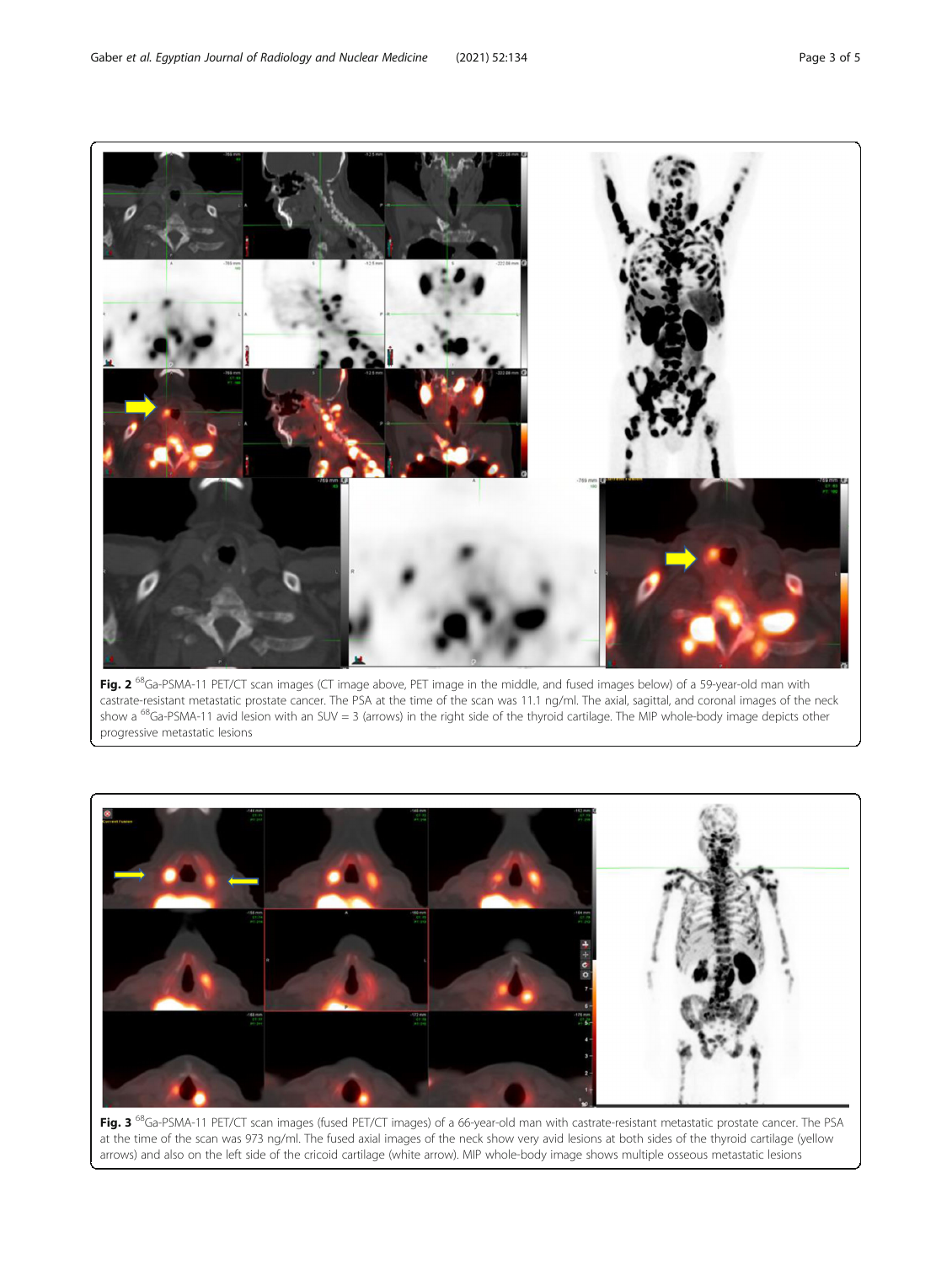**Fig. 2** $^{68}$Ga-PSMA-11 PET/CT scan images (CT image above, PET image in the middle, and fused images below) of a 59-year-old man with castrate-resistant metastatic prostate cancer. The PSA at the time of the scan was 11.1 ng/ml. The axial, sagittal, and coronal images of the neck show a $^{68}$Ga-PSMA-11 avid lesion with an SUV = 3 (arrows) in the right side of the thyroid cartilage. The MIP whole-body image depicts other progressive metastatic lesions

**Fig. 3** $^{68}$Ga-PSMA-11 PET/CT scan images (fused PET/CT images) of a 66-year-old man with castrate-resistant metastatic prostate cancer. The PSA at the time of the scan was 973 ng/ml. The fused axial images of the neck show very avid lesions at both sides of the thyroid cartilage (yellow arrows) and also on the left side of the cricoid cartilage (white arrow). MIP whole-body image shows multiple osseous metastatic lesions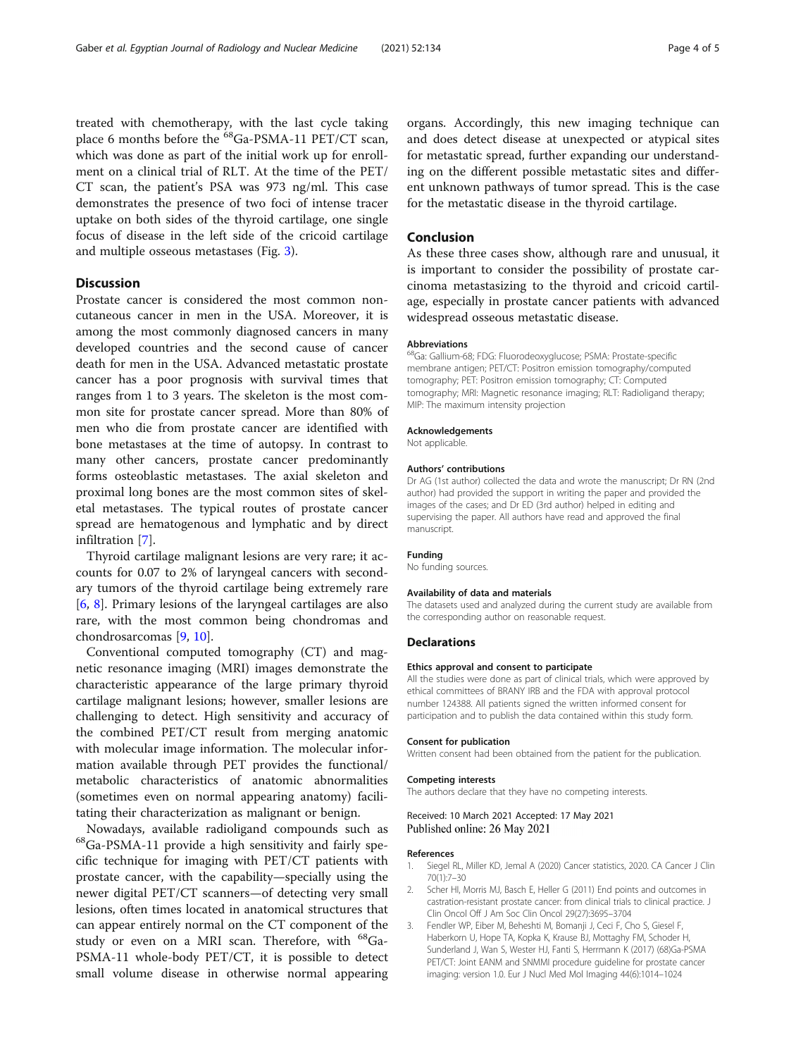treated with chemotherapy, with the last cycle taking place 6 months before the $^{68}$Ga-PSMA-11 PET/CT scan, which was done as part of the initial work up for enrollment on a clinical trial of RLT. At the time of the PET/CT scan, the patient's PSA was 973 ng/ml. This case demonstrates the presence of two foci of intense tracer uptake on both sides of the thyroid cartilage, one single focus of disease in the left side of the cricoid cartilage and multiple osseous metastases (Fig. 3).

## Discussion

Prostate cancer is considered the most common non-cutaneous cancer in men in the USA. Moreover, it is among the most commonly diagnosed cancers in many developed countries and the second cause of cancer death for men in the USA. Advanced metastatic prostate cancer has a poor prognosis with survival times that ranges from 1 to 3 years. The skeleton is the most common site for prostate cancer spread. More than 80% of men who die from prostate cancer are identified with bone metastases at the time of autopsy. In contrast to many other cancers, prostate cancer predominantly forms osteoblastic metastases. The axial skeleton and proximal long bones are the most common sites of skeletal metastases. The typical routes of prostate cancer spread are hematogenous and lymphatic and by direct infiltration [7].

Thyroid cartilage malignant lesions are very rare; it accounts for 0.07 to 2% of laryngeal cancers with secondary tumors of the thyroid cartilage being extremely rare [6, 8]. Primary lesions of the laryngeal cartilages are also rare, with the most common being chondromas and chondrosarcomas [9, 10].

Conventional computed tomography (CT) and magnetic resonance imaging (MRI) images demonstrate the characteristic appearance of the large primary thyroid cartilage malignant lesions; however, smaller lesions are challenging to detect. High sensitivity and accuracy of the combined PET/CT result from merging anatomic with molecular image information. The molecular information available through PET provides the functional/metabolic characteristics of anatomic abnormalities (sometimes even on normal appearing anatomy) facilitating their characterization as malignant or benign.

Nowadays, available radioligand compounds such as $^{68}$Ga-PSMA-11 provide a high sensitivity and fairly specific technique for imaging with PET/CT patients with prostate cancer, with the capability—specially using the newer digital PET/CT scanners—of detecting very small lesions, often times located in anatomical structures that can appear entirely normal on the CT component of the study or even on a MRI scan. Therefore, with $^{68}$Ga-PSMA-11 whole-body PET/CT, it is possible to detect small volume disease in otherwise normal appearing organs. Accordingly, this new imaging technique can and does detect disease at unexpected or atypical sites for metastatic spread, further expanding our understanding on the different possible metastatic sites and different unknown pathways of tumor spread. This is the case for the metastatic disease in the thyroid cartilage.

## Conclusion

As these three cases show, although rare and unusual, it is important to consider the possibility of prostate carcinoma metastasizing to the thyroid and cricoid cartilage, especially in prostate cancer patients with advanced widespread osseous metastatic disease.

### Abbreviations

$^{68}$Ga: Gallium-68; FDG: Fluorodeoxyglucose; PSMA: Prostate-specific membrane antigen; PET/CT: Positron emission tomography/computed tomography; PET: Positron emission tomography; CT: Computed tomography; MRI: Magnetic resonance imaging; RLT: Radioligand therapy; MIP: The maximum intensity projection

### Acknowledgements

Not applicable.

### Authors' contributions

Dr AG (1st author) collected the data and wrote the manuscript; Dr RN (2nd author) had provided the support in writing the paper and provided the images of the cases; and Dr ED (3rd author) helped in editing and supervising the paper. All authors have read and approved the final manuscript.

### Funding

No funding sources.

### Availability of data and materials

The datasets used and analyzed during the current study are available from the corresponding author on reasonable request.

## Declarations

### Ethics approval and consent to participate

All the studies were done as part of clinical trials, which were approved by ethical committees of BRANY IRB and the FDA with approval protocol number 124388. All patients signed the written informed consent for participation and to publish the data contained within this study form.

### Consent for publication

Written consent had been obtained from the patient for the publication.

### Competing interests

The authors declare that they have no competing interests.

Received: 10 March 2021 Accepted: 17 May 2021
Published online: 26 May 2021

### References

1. Siegel RL, Miller KD, Jemal A (2020) Cancer statistics, 2020. CA Cancer J Clin 70(1):7–30
2. Scher HI, Morris MJ, Basch E, Heller G (2011) End points and outcomes in castration-resistant prostate cancer: from clinical trials to clinical practice. J Clin Oncol Off J Am Soc Clin Oncol 29(27):3695–3704
3. Fendler WP, Eiber M, Beheshti M, Bomanji J, Ceci F, Cho S, Giesel F, Haberkorn U, Hope TA, Kopka K, Krause BJ, Mottaghy FM, Schoder H, Sunderland J, Wan S, Wester HJ, Fanti S, Herrmann K (2017) (68)Ga-PSMA PET/CT: Joint EANM and SNMMI procedure guideline for prostate cancer imaging: version 1.0. Eur J Nucl Med Mol Imaging 44(6):1014–1024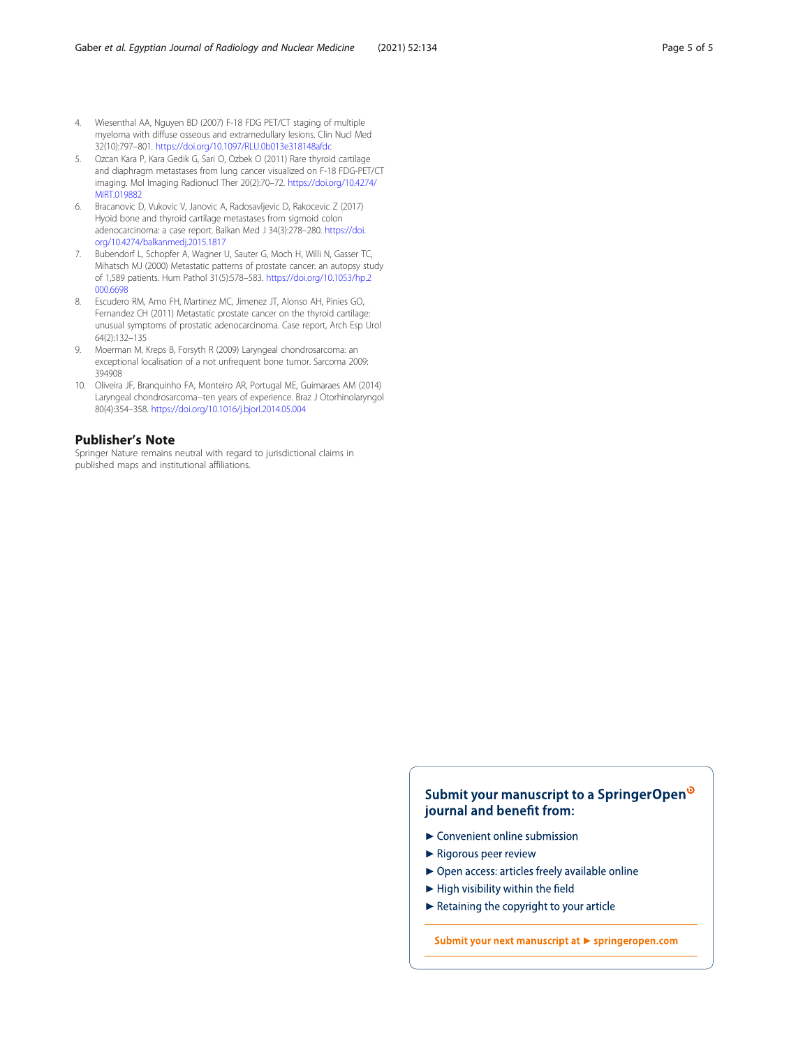4. Wiesenthal AA, Nguyen BD (2007) F-18 FDG PET/CT staging of multiple myeloma with diffuse osseous and extramedullary lesions. Clin Nucl Med 32(10):797–801. https://doi.org/10.1097/RLU.0b013e318148afdc
5. Ozcan Kara P, Kara Gedik G, Sari O, Ozbek O (2011) Rare thyroid cartilage and diaphragm metastases from lung cancer visualized on F-18 FDG-PET/CT imaging. Mol Imaging Radionucl Ther 20(2):70–72. https://doi.org/10.4274/MIRT.019882
6. Bracanovic D, Vukovic V, Janovic A, Radosavljevic D, Rakocevic Z (2017) Hyoid bone and thyroid cartilage metastases from sigmoid colon adenocarcinoma: a case report. Balkan Med J 34(3):278–280. https://doi.org/10.4274/balkanmedj.2015.1817
7. Bubendorf L, Schopfer A, Wagner U, Sauter G, Moch H, Willi N, Gasser TC, Mihatsch MJ (2000) Metastatic patterns of prostate cancer: an autopsy study of 1,589 patients. Hum Pathol 31(5):578–583. https://doi.org/10.1053/hp.2000.6698
8. Escudero RM, Amo FH, Martinez MC, Jimenez JT, Alonso AH, Pinies GO, Fernandez CH (2011) Metastatic prostate cancer on the thyroid cartilage: unusual symptoms of prostatic adenocarcinoma. Case report, Arch Esp Urol 64(2):132–135
9. Moerman M, Kreps B, Forsyth R (2009) Laryngeal chondrosarcoma: an exceptional localisation of a not unfrequent bone tumor. Sarcoma 2009: 394908
10. Oliveira JF, Branquinho FA, Monteiro AR, Portugal ME, Guimaraes AM (2014) Laryngeal chondrosarcoma--ten years of experience. Braz J Otorhinolaryngol 80(4):354–358. https://doi.org/10.1016/j.bjorl.2014.05.004

## Publisher's Note

Springer Nature remains neutral with regard to jurisdictional claims in published maps and institutional affiliations.